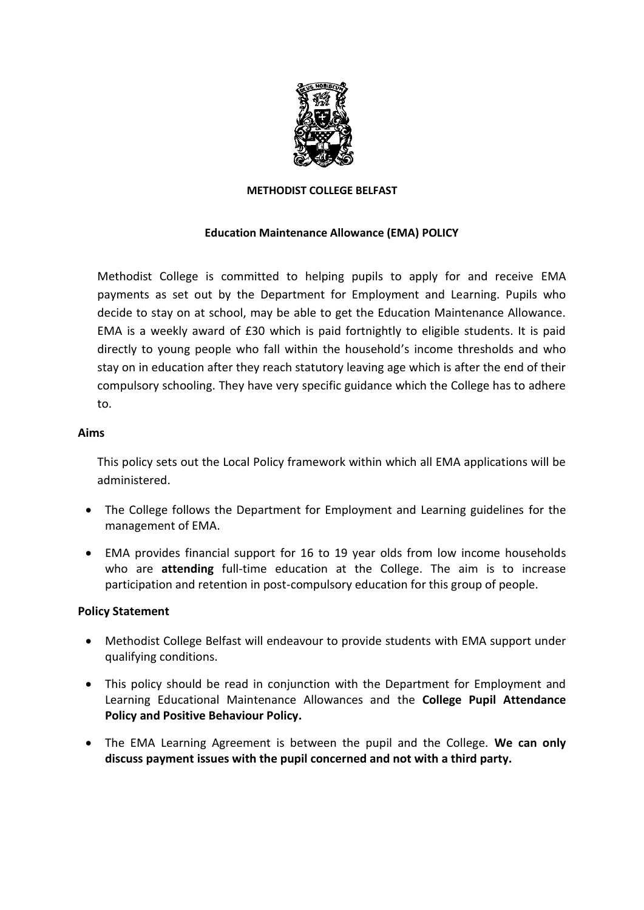**METHODIST COLLEGE BELFAST**

**Education Maintenance Allowance (EMA) POLICY**

Methodist College is committed to helping pupils to apply for and receive EMA payments as set out by the Department for Employment and Learning. Pupils who decide to stay on at school, may be able to get the Education Maintenance Allowance. EMA is a weekly award of £30 which is paid fortnightly to eligible students. It is paid directly to young people who fall within the household's income thresholds and who stay on in education after they reach statutory leaving age which is after the end of their compulsory schooling. They have very specific guidance which the College has to adhere to.

**Aims**

This policy sets out the Local Policy framework within which all EMA applications will be administered.

- The College follows the Department for Employment and Learning guidelines for the management of EMA.
- EMA provides financial support for 16 to 19 year olds from low income households who are **attending** full-time education at the College. The aim is to increase participation and retention in post-compulsory education for this group of people.

**Policy Statement**

- Methodist College Belfast will endeavour to provide students with EMA support under qualifying conditions.
- This policy should be read in conjunction with the Department for Employment and Learning Educational Maintenance Allowances and the **College Pupil Attendance Policy and Positive Behaviour Policy.**
- The EMA Learning Agreement is between the pupil and the College. **We can only discuss payment issues with the pupil concerned and not with a third party.**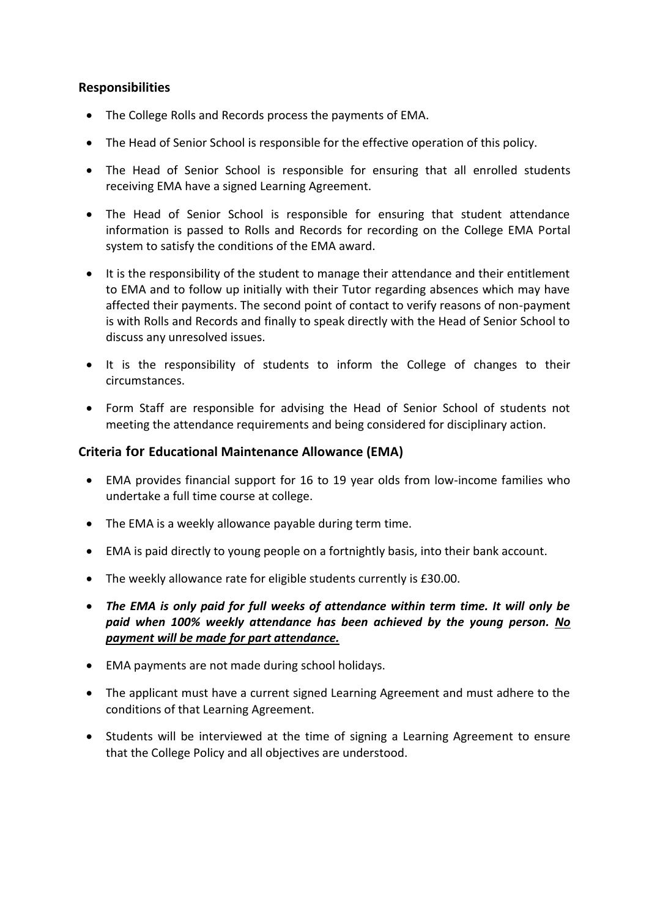## Responsibilities

- The College Rolls and Records process the payments of EMA.
- The Head of Senior School is responsible for the effective operation of this policy.
- The Head of Senior School is responsible for ensuring that all enrolled students receiving EMA have a signed Learning Agreement.
- The Head of Senior School is responsible for ensuring that student attendance information is passed to Rolls and Records for recording on the College EMA Portal system to satisfy the conditions of the EMA award.
- It is the responsibility of the student to manage their attendance and their entitlement to EMA and to follow up initially with their Tutor regarding absences which may have affected their payments. The second point of contact to verify reasons of non-payment is with Rolls and Records and finally to speak directly with the Head of Senior School to discuss any unresolved issues.
- It is the responsibility of students to inform the College of changes to their circumstances.
- Form Staff are responsible for advising the Head of Senior School of students not meeting the attendance requirements and being considered for disciplinary action.

## Criteria for Educational Maintenance Allowance (EMA)

- EMA provides financial support for 16 to 19 year olds from low-income families who undertake a full time course at college.
- The EMA is a weekly allowance payable during term time.
- EMA is paid directly to young people on a fortnightly basis, into their bank account.
- The weekly allowance rate for eligible students currently is £30.00.
- ***The EMA is only paid for full weeks of attendance within term time. It will only be paid when 100% weekly attendance has been achieved by the young person. <u>No payment will be made for part attendance.</u>***
- EMA payments are not made during school holidays.
- The applicant must have a current signed Learning Agreement and must adhere to the conditions of that Learning Agreement.
- Students will be interviewed at the time of signing a Learning Agreement to ensure that the College Policy and all objectives are understood.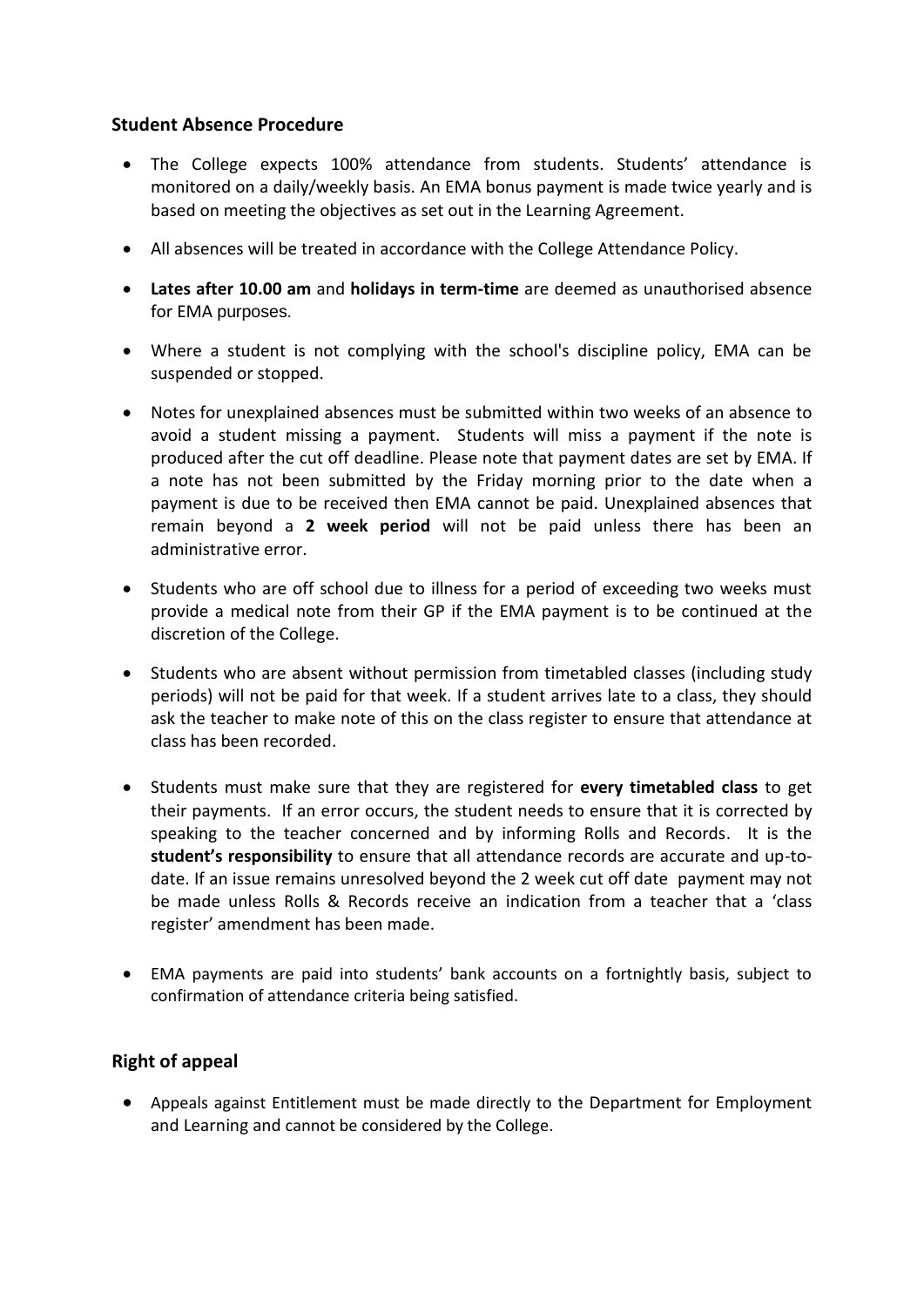### Student Absence Procedure

- The College expects 100% attendance from students. Students' attendance is monitored on a daily/weekly basis. An EMA bonus payment is made twice yearly and is based on meeting the objectives as set out in the Learning Agreement.
- All absences will be treated in accordance with the College Attendance Policy.
- **Lates after 10.00 am** and **holidays in term-time** are deemed as unauthorised absence for EMA purposes.
- Where a student is not complying with the school's discipline policy, EMA can be suspended or stopped.
- Notes for unexplained absences must be submitted within two weeks of an absence to avoid a student missing a payment. Students will miss a payment if the note is produced after the cut off deadline. Please note that payment dates are set by EMA. If a note has not been submitted by the Friday morning prior to the date when a payment is due to be received then EMA cannot be paid. Unexplained absences that remain beyond a **2 week period** will not be paid unless there has been an administrative error.
- Students who are off school due to illness for a period of exceeding two weeks must provide a medical note from their GP if the EMA payment is to be continued at the discretion of the College.
- Students who are absent without permission from timetabled classes (including study periods) will not be paid for that week. If a student arrives late to a class, they should ask the teacher to make note of this on the class register to ensure that attendance at class has been recorded.
- Students must make sure that they are registered for **every timetabled class** to get their payments. If an error occurs, the student needs to ensure that it is corrected by speaking to the teacher concerned and by informing Rolls and Records. It is the **student's responsibility** to ensure that all attendance records are accurate and up-to-date. If an issue remains unresolved beyond the 2 week cut off date payment may not be made unless Rolls & Records receive an indication from a teacher that a 'class register' amendment has been made.
- EMA payments are paid into students' bank accounts on a fortnightly basis, subject to confirmation of attendance criteria being satisfied.

### Right of appeal

- Appeals against Entitlement must be made directly to the Department for Employment and Learning and cannot be considered by the College.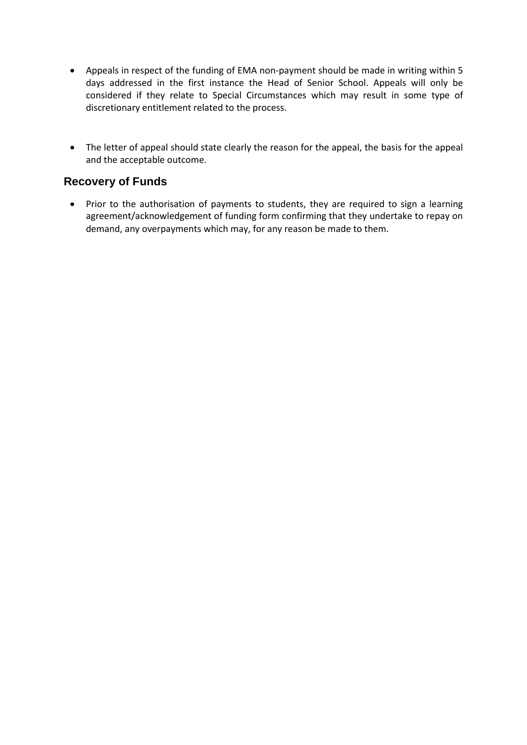- Appeals in respect of the funding of EMA non-payment should be made in writing within 5 days addressed in the first instance the Head of Senior School. Appeals will only be considered if they relate to Special Circumstances which may result in some type of discretionary entitlement related to the process.

- The letter of appeal should state clearly the reason for the appeal, the basis for the appeal and the acceptable outcome.

## Recovery of Funds

- Prior to the authorisation of payments to students, they are required to sign a learning agreement/acknowledgement of funding form confirming that they undertake to repay on demand, any overpayments which may, for any reason be made to them.